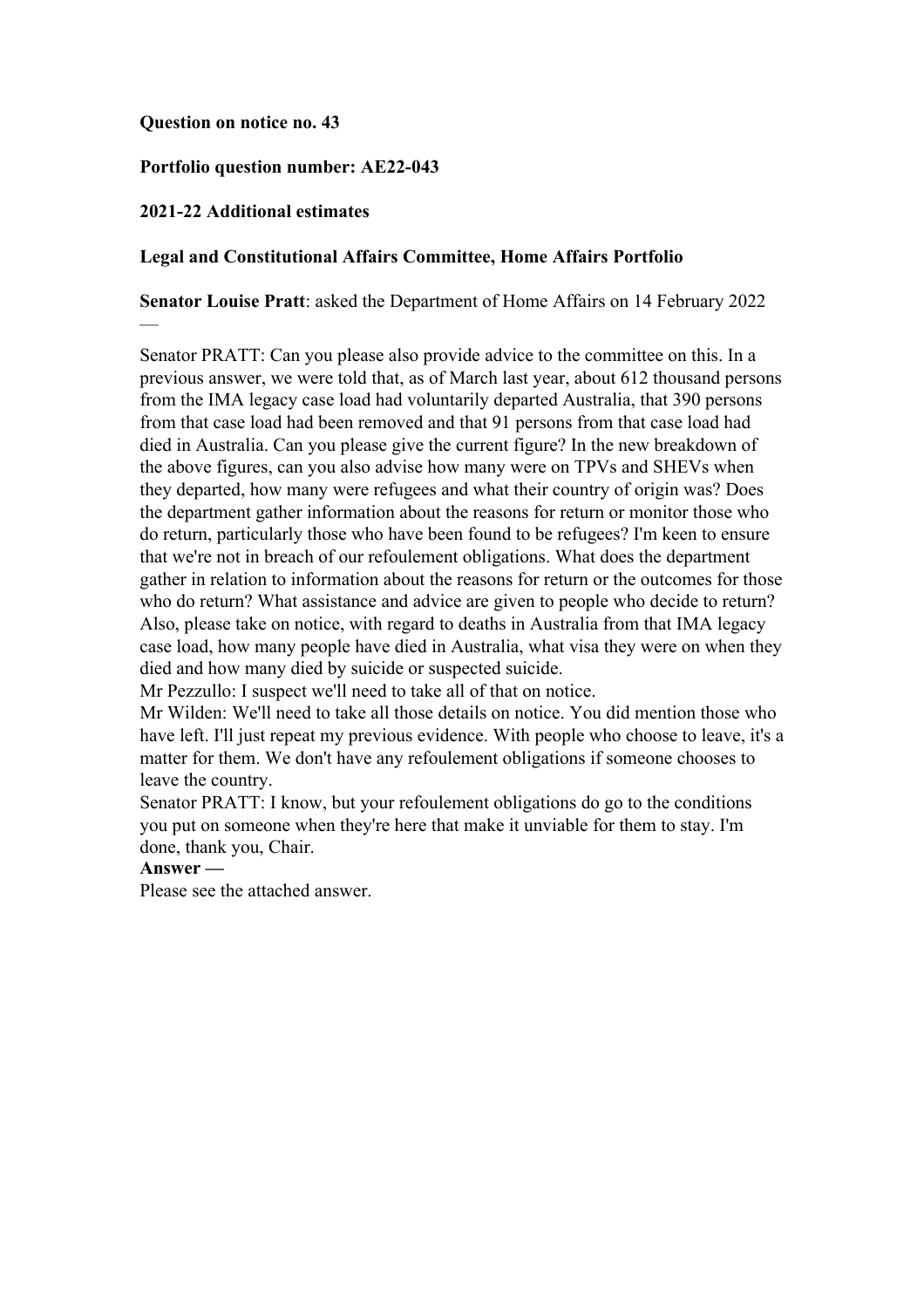**Question on notice no. 43**

**Portfolio question number: AE22-043**

**2021-22 Additional estimates**

**Legal and Constitutional Affairs Committee, Home Affairs Portfolio**

**Senator Louise Pratt**: asked the Department of Home Affairs on 14 February 2022 —

Senator PRATT: Can you please also provide advice to the committee on this. In a previous answer, we were told that, as of March last year, about 612 thousand persons from the IMA legacy case load had voluntarily departed Australia, that 390 persons from that case load had been removed and that 91 persons from that case load had died in Australia. Can you please give the current figure? In the new breakdown of the above figures, can you also advise how many were on TPVs and SHEVs when they departed, how many were refugees and what their country of origin was? Does the department gather information about the reasons for return or monitor those who do return, particularly those who have been found to be refugees? I'm keen to ensure that we're not in breach of our refoulement obligations. What does the department gather in relation to information about the reasons for return or the outcomes for those who do return? What assistance and advice are given to people who decide to return? Also, please take on notice, with regard to deaths in Australia from that IMA legacy case load, how many people have died in Australia, what visa they were on when they died and how many died by suicide or suspected suicide.

Mr Pezzullo: I suspect we'll need to take all of that on notice.

Mr Wilden: We'll need to take all those details on notice. You did mention those who have left. I'll just repeat my previous evidence. With people who choose to leave, it's a matter for them. We don't have any refoulement obligations if someone chooses to leave the country.

Senator PRATT: I know, but your refoulement obligations do go to the conditions you put on someone when they're here that make it unviable for them to stay. I'm done, thank you, Chair.

**Answer —**

Please see the attached answer.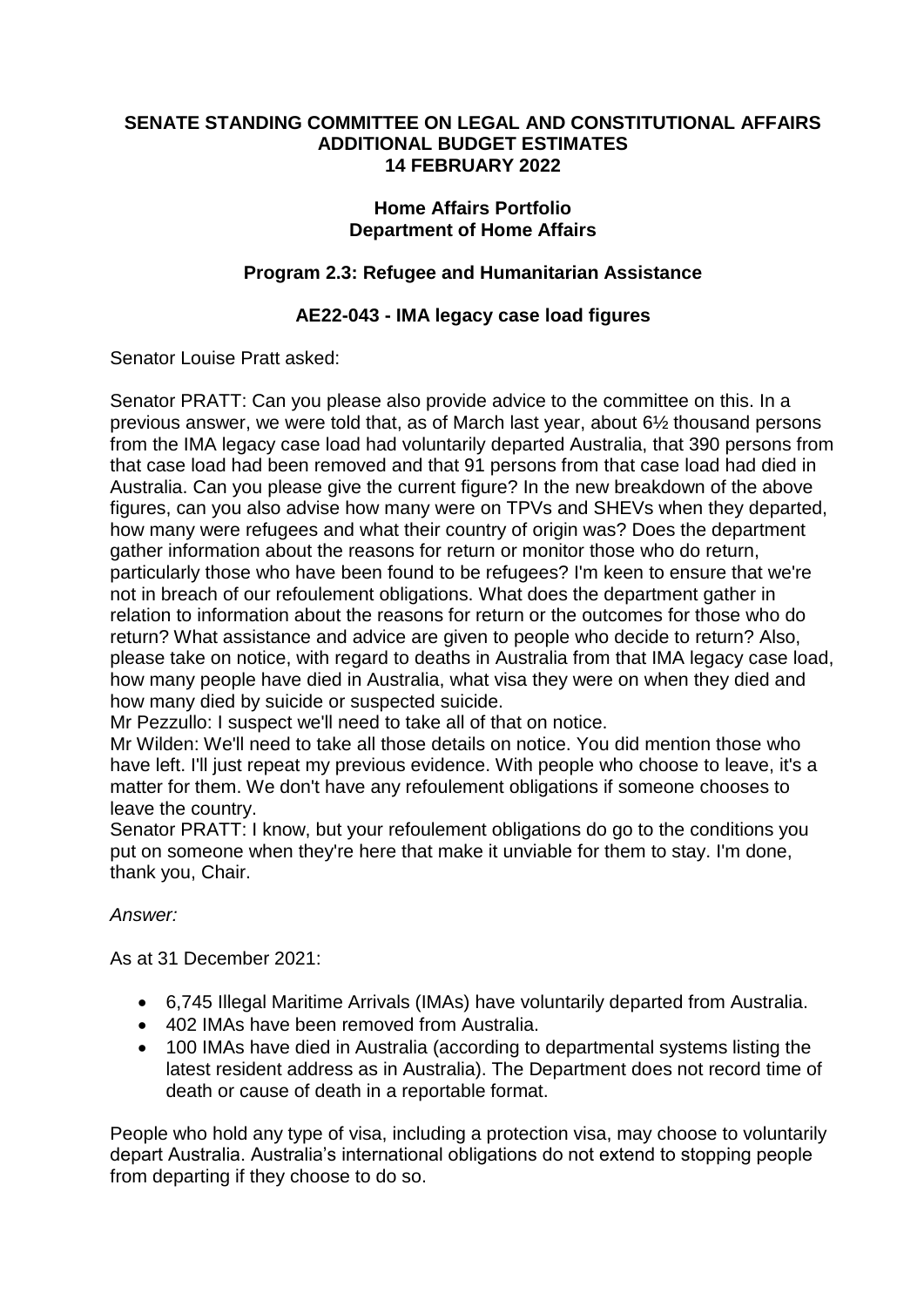**SENATE STANDING COMMITTEE ON LEGAL AND CONSTITUTIONAL AFFAIRS**
**ADDITIONAL BUDGET ESTIMATES**
**14 FEBRUARY 2022**

**Home Affairs Portfolio**
**Department of Home Affairs**

**Program 2.3: Refugee and Humanitarian Assistance**

**AE22-043 - IMA legacy case load figures**

Senator Louise Pratt asked:

Senator PRATT: Can you please also provide advice to the committee on this. In a previous answer, we were told that, as of March last year, about 6½ thousand persons from the IMA legacy case load had voluntarily departed Australia, that 390 persons from that case load had been removed and that 91 persons from that case load had died in Australia. Can you please give the current figure? In the new breakdown of the above figures, can you also advise how many were on TPVs and SHEVs when they departed, how many were refugees and what their country of origin was? Does the department gather information about the reasons for return or monitor those who do return, particularly those who have been found to be refugees? I'm keen to ensure that we're not in breach of our refoulement obligations. What does the department gather in relation to information about the reasons for return or the outcomes for those who do return? What assistance and advice are given to people who decide to return? Also, please take on notice, with regard to deaths in Australia from that IMA legacy case load, how many people have died in Australia, what visa they were on when they died and how many died by suicide or suspected suicide.
Mr Pezzullo: I suspect we'll need to take all of that on notice.
Mr Wilden: We'll need to take all those details on notice. You did mention those who have left. I'll just repeat my previous evidence. With people who choose to leave, it's a matter for them. We don't have any refoulement obligations if someone chooses to leave the country.
Senator PRATT: I know, but your refoulement obligations do go to the conditions you put on someone when they're here that make it unviable for them to stay. I'm done, thank you, Chair.

*Answer:*

As at 31 December 2021:

- 6,745 Illegal Maritime Arrivals (IMAs) have voluntarily departed from Australia.
- 402 IMAs have been removed from Australia.
- 100 IMAs have died in Australia (according to departmental systems listing the latest resident address as in Australia). The Department does not record time of death or cause of death in a reportable format.

People who hold any type of visa, including a protection visa, may choose to voluntarily depart Australia. Australia's international obligations do not extend to stopping people from departing if they choose to do so.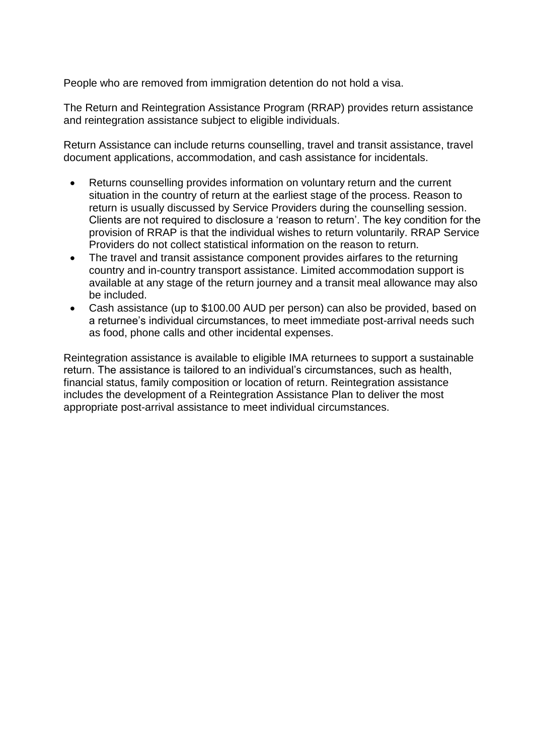People who are removed from immigration detention do not hold a visa.

The Return and Reintegration Assistance Program (RRAP) provides return assistance and reintegration assistance subject to eligible individuals.

Return Assistance can include returns counselling, travel and transit assistance, travel document applications, accommodation, and cash assistance for incidentals.

- Returns counselling provides information on voluntary return and the current situation in the country of return at the earliest stage of the process. Reason to return is usually discussed by Service Providers during the counselling session. Clients are not required to disclosure a 'reason to return'. The key condition for the provision of RRAP is that the individual wishes to return voluntarily. RRAP Service Providers do not collect statistical information on the reason to return.
- The travel and transit assistance component provides airfares to the returning country and in-country transport assistance. Limited accommodation support is available at any stage of the return journey and a transit meal allowance may also be included.
- Cash assistance (up to $100.00 AUD per person) can also be provided, based on a returnee's individual circumstances, to meet immediate post-arrival needs such as food, phone calls and other incidental expenses.

Reintegration assistance is available to eligible IMA returnees to support a sustainable return. The assistance is tailored to an individual's circumstances, such as health, financial status, family composition or location of return. Reintegration assistance includes the development of a Reintegration Assistance Plan to deliver the most appropriate post-arrival assistance to meet individual circumstances.